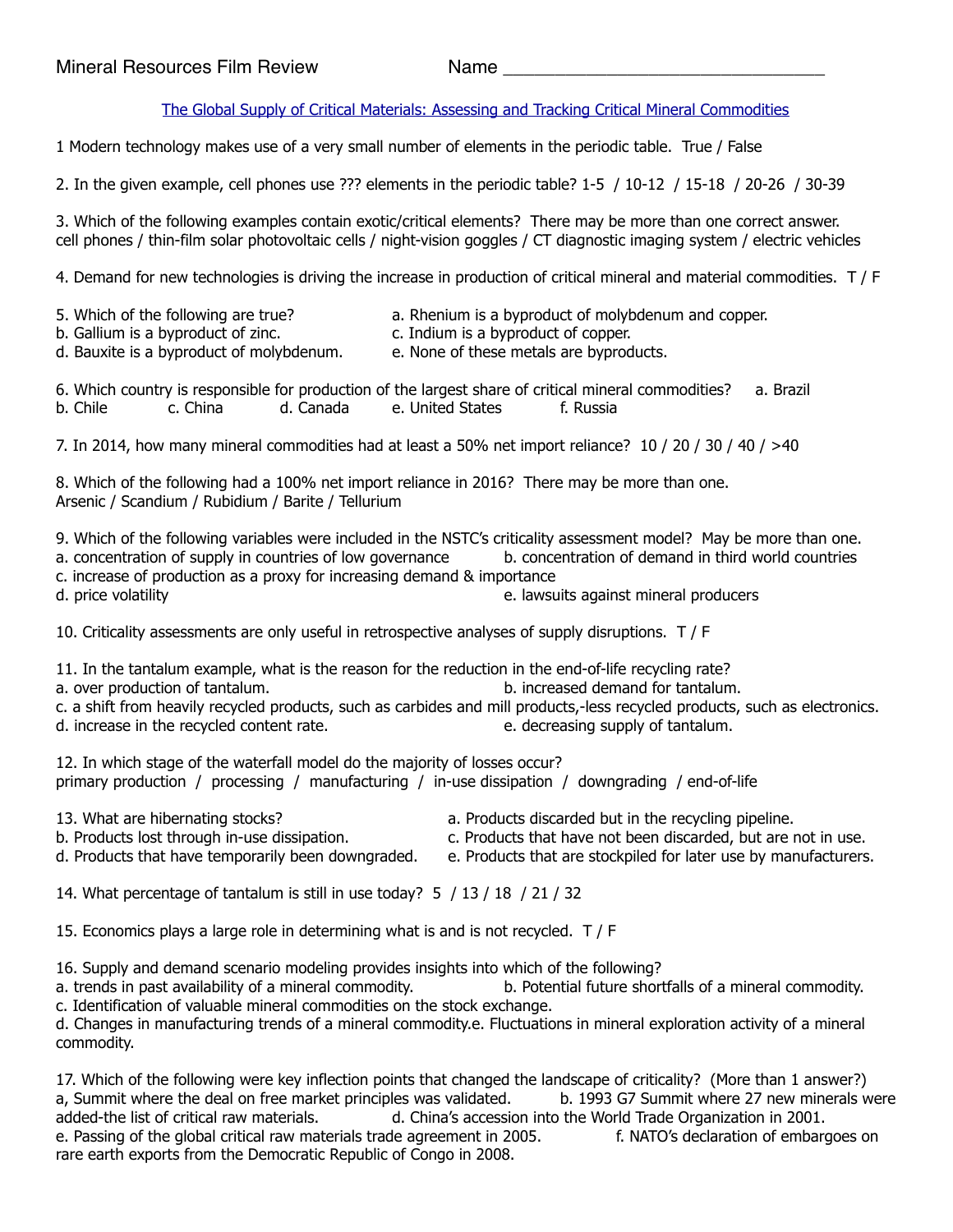Mineral Resources Film Review Name ________________________________

The Global Supply of Critical Materials: Assessing and Tracking Critical Mineral Commodities

1 Modern technology makes use of a very small number of elements in the periodic table. True / False

2. In the given example, cell phones use ??? elements in the periodic table? 1-5 / 10-12 / 15-18 / 20-26 / 30-39

3. Which of the following examples contain exotic/critical elements? There may be more than one correct answer.
cell phones / thin-film solar photovoltaic cells / night-vision goggles / CT diagnostic imaging system / electric vehicles

4. Demand for new technologies is driving the increase in production of critical mineral and material commodities. T / F

5. Which of the following are true?
a. Rhenium is a byproduct of molybdenum and copper.
b. Gallium is a byproduct of zinc.
c. Indium is a byproduct of copper.
d. Bauxite is a byproduct of molybdenum.
e. None of these metals are byproducts.

6. Which country is responsible for production of the largest share of critical mineral commodities? a. Brazil b. Chile c. China d. Canada e. United States f. Russia

7. In 2014, how many mineral commodities had at least a 50% net import reliance? 10 / 20 / 30 / 40 / >40

8. Which of the following had a 100% net import reliance in 2016? There may be more than one.
Arsenic / Scandium / Rubidium / Barite / Tellurium

9. Which of the following variables were included in the NSTC's criticality assessment model? May be more than one.
a. concentration of supply in countries of low governance
b. concentration of demand in third world countries
c. increase of production as a proxy for increasing demand & importance
d. price volatility
e. lawsuits against mineral producers

10. Criticality assessments are only useful in retrospective analyses of supply disruptions. T / F

11. In the tantalum example, what is the reason for the reduction in the end-of-life recycling rate?
a. over production of tantalum.
b. increased demand for tantalum.
c. a shift from heavily recycled products, such as carbides and mill products,-less recycled products, such as electronics.
d. increase in the recycled content rate.
e. decreasing supply of tantalum.

12. In which stage of the waterfall model do the majority of losses occur?
primary production / processing / manufacturing / in-use dissipation / downgrading / end-of-life

13. What are hibernating stocks?
a. Products discarded but in the recycling pipeline.
b. Products lost through in-use dissipation.
c. Products that have not been discarded, but are not in use.
d. Products that have temporarily been downgraded.
e. Products that are stockpiled for later use by manufacturers.

14. What percentage of tantalum is still in use today? 5 / 13 / 18 / 21 / 32

15. Economics plays a large role in determining what is and is not recycled. T / F

16. Supply and demand scenario modeling provides insights into which of the following?
a. trends in past availability of a mineral commodity.
b. Potential future shortfalls of a mineral commodity.
c. Identification of valuable mineral commodities on the stock exchange.
d. Changes in manufacturing trends of a mineral commodity.e. Fluctuations in mineral exploration activity of a mineral commodity.

17. Which of the following were key inflection points that changed the landscape of criticality? (More than 1 answer?)
a, Summit where the deal on free market principles was validated.
b. 1993 G7 Summit where 27 new minerals were added-the list of critical raw materials.
d. China's accession into the World Trade Organization in 2001.
e. Passing of the global critical raw materials trade agreement in 2005.
f. NATO's declaration of embargoes on rare earth exports from the Democratic Republic of Congo in 2008.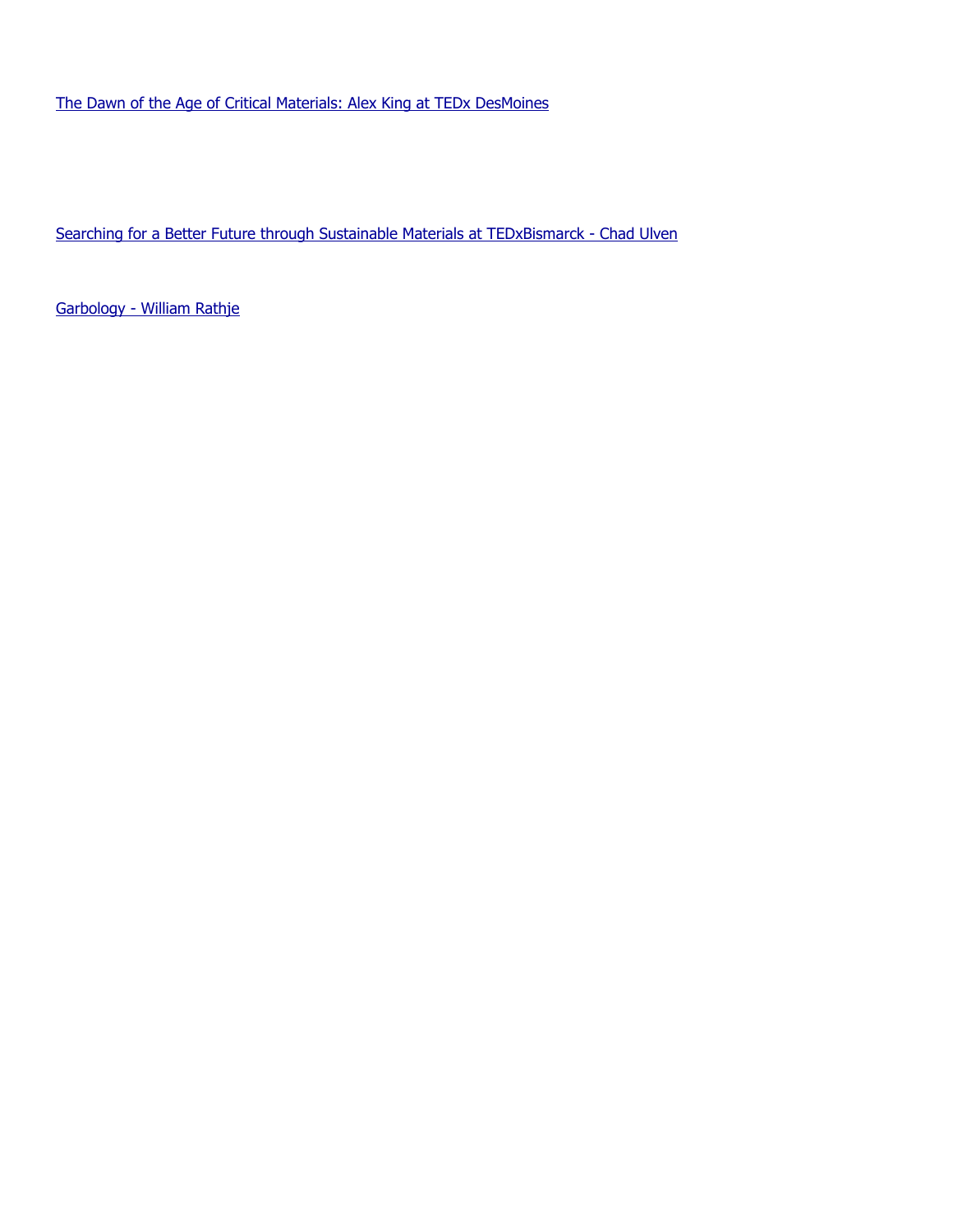[The Dawn of the Age of Critical Materials: Alex King at TEDx DesMoines]

[Searching for a Better Future through Sustainable Materials at TEDxBismarck - Chad Ulven]

[Garbology - William Rathje]